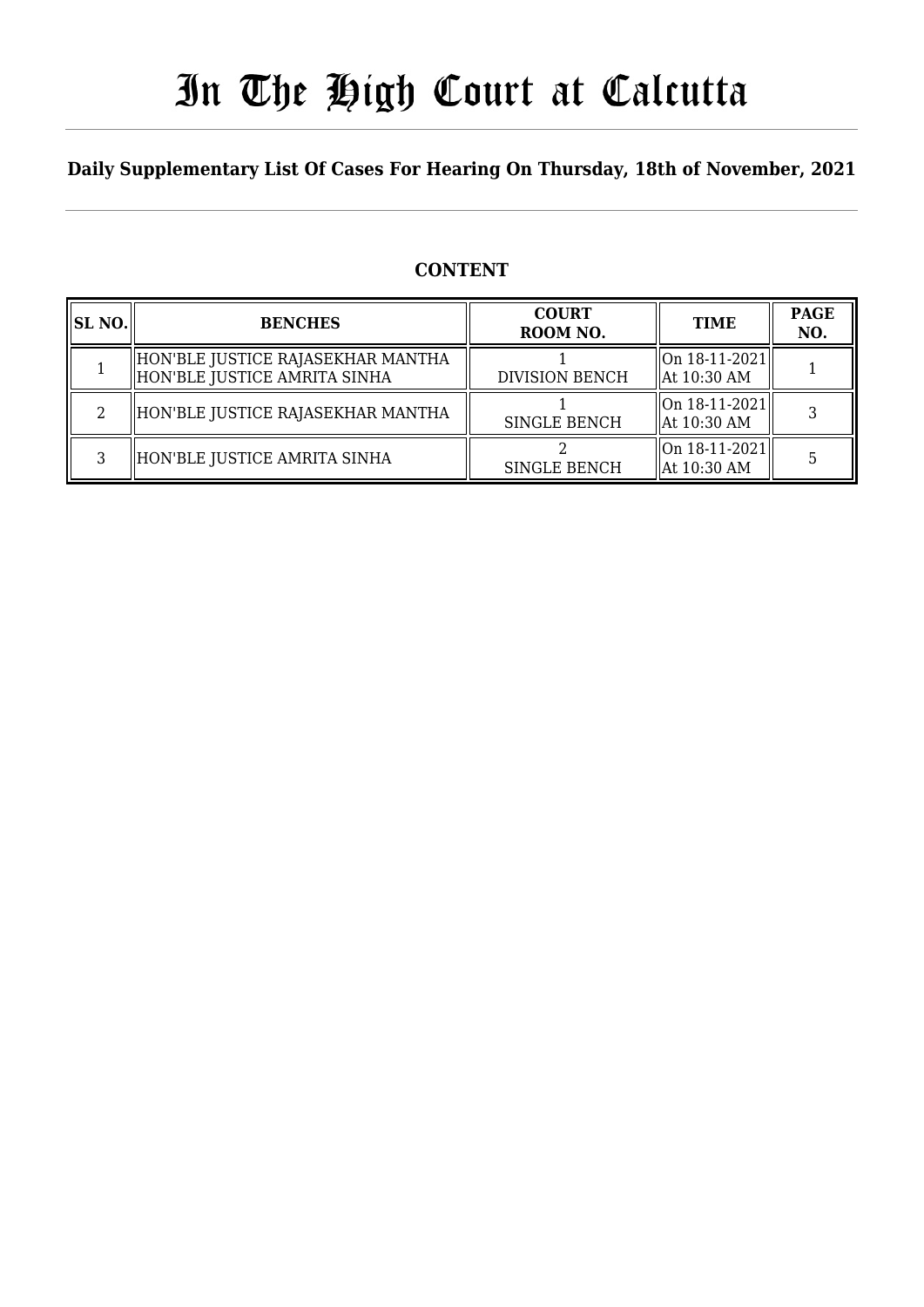# In The High Court at Calcutta

## Daily Supplementary List Of Cases For Hearing On Thursday, 18th of November, 2021

### CONTENT

| SL NO. | BENCHES | COURT ROOM NO. | TIME | PAGE NO. |
|---|---|---|---|---|
| 1 | HON'BLE JUSTICE RAJASEKHAR MANTHA<br>HON'BLE JUSTICE AMRITA SINHA | 1<br>DIVISION BENCH | On 18-11-2021<br>At 10:30 AM | 1 |
| 2 | HON'BLE JUSTICE RAJASEKHAR MANTHA | 1<br>SINGLE BENCH | On 18-11-2021<br>At 10:30 AM | 3 |
| 3 | HON'BLE JUSTICE AMRITA SINHA | 2<br>SINGLE BENCH | On 18-11-2021<br>At 10:30 AM | 5 |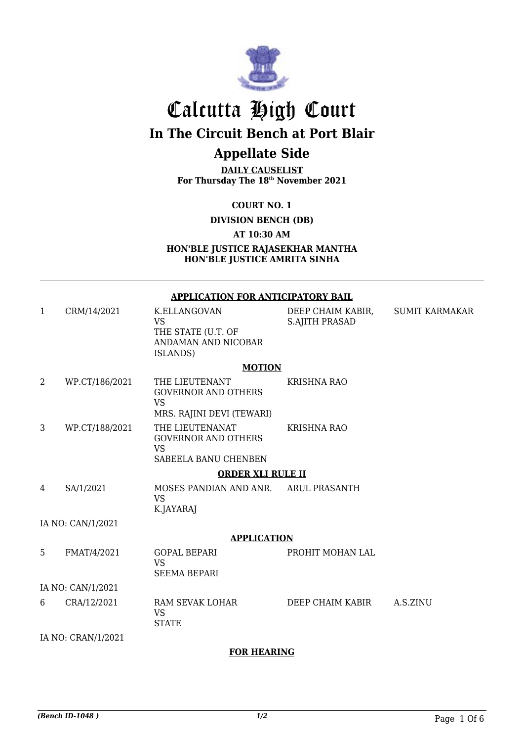# Calcutta High Court

## In The Circuit Bench at Port Blair

## Appellate Side

**DAILY CAUSELIST**
**For Thursday The 18th November 2021**

**COURT NO. 1**

**DIVISION BENCH (DB)**

**AT 10:30 AM**

**HON'BLE JUSTICE RAJASEKHAR MANTHA**
**HON'BLE JUSTICE AMRITA SINHA**

---

**APPLICATION FOR ANTICIPATORY BAIL**

| | | | | |
|---|---|---|---|---|
| 1 | CRM/14/2021 | K.ELLANGOVAN<br>VS<br>THE STATE (U.T. OF ANDAMAN AND NICOBAR ISLANDS) | DEEP CHAIM KABIR, S.AJITH PRASAD | SUMIT KARMAKAR |

**MOTION**

| | | | | |
|---|---|---|---|---|
| 2 | WP.CT/186/2021 | THE LIEUTENANT GOVERNOR AND OTHERS<br>VS<br>MRS. RAJINI DEVI (TEWARI) | KRISHNA RAO | |
| 3 | WP.CT/188/2021 | THE LIEUTENANAT GOVERNOR AND OTHERS<br>VS<br>SABEELA BANU CHENBEN | KRISHNA RAO | |

**ORDER XLI RULE II**

| | | | | |
|---|---|---|---|---|
| 4 | SA/1/2021 | MOSES PANDIAN AND ANR.<br>VS<br>K.JAYARAJ | ARUL PRASANTH | |

IA NO: CAN/1/2021

**APPLICATION**

| | | | | |
|---|---|---|---|---|
| 5 | FMAT/4/2021 | GOPAL BEPARI<br>VS<br>SEEMA BEPARI | PROHIT MOHAN LAL | |

IA NO: CAN/1/2021

| | | | | |
|---|---|---|---|---|
| 6 | CRA/12/2021 | RAM SEVAK LOHAR<br>VS<br>STATE | DEEP CHAIM KABIR | A.S.ZINU |

IA NO: CRAN/1/2021

**FOR HEARING**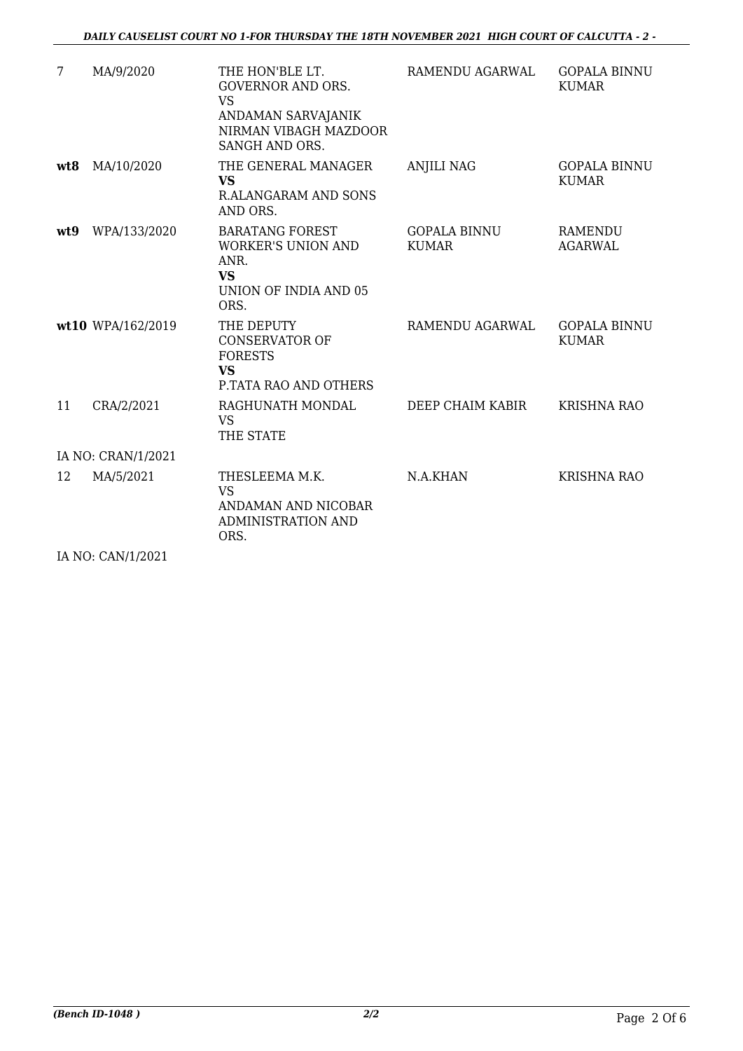| | | | | |
|---|---|---|---|---|
| 7 | MA/9/2020 | THE HON'BLE LT. GOVERNOR AND ORS.<br>VS<br>ANDAMAN SARVAJANIK NIRMAN VIBAGH MAZDOOR SANGH AND ORS. | RAMENDU AGARWAL | GOPALA BINNU KUMAR |
| **wt8** | MA/10/2020 | THE GENERAL MANAGER<br>**VS**<br>R.ALANGARAM AND SONS AND ORS. | ANJILI NAG | GOPALA BINNU KUMAR |
| **wt9** | WPA/133/2020 | BARATANG FOREST WORKER'S UNION AND ANR.<br>**VS**<br>UNION OF INDIA AND 05 ORS. | GOPALA BINNU KUMAR | RAMENDU AGARWAL |
| **wt10** | WPA/162/2019 | THE DEPUTY CONSERVATOR OF FORESTS<br>**VS**<br>P.TATA RAO AND OTHERS | RAMENDU AGARWAL | GOPALA BINNU KUMAR |
| 11 | CRA/2/2021 | RAGHUNATH MONDAL<br>VS<br>THE STATE | DEEP CHAIM KABIR | KRISHNA RAO |
| IA NO: CRAN/1/2021 | | | | |
| 12 | MA/5/2021 | THESLEEMA M.K.<br>VS<br>ANDAMAN AND NICOBAR ADMINISTRATION AND ORS. | N.A.KHAN | KRISHNA RAO |
| IA NO: CAN/1/2021 | | | | |

*(Bench ID-1048 )* 2/2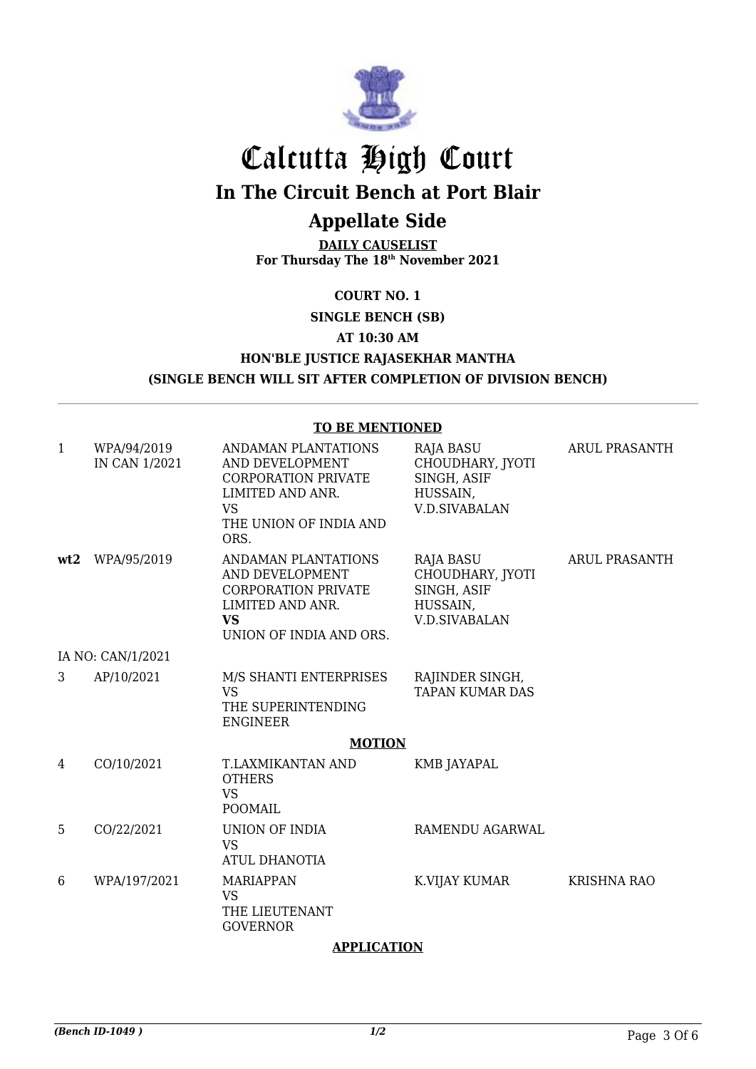# Calcutta High Court

## In The Circuit Bench at Port Blair

## Appellate Side

**DAILY CAUSELIST**
**For Thursday The 18th November 2021**

**COURT NO. 1**

**SINGLE BENCH (SB)**

**AT 10:30 AM**

**HON'BLE JUSTICE RAJASEKHAR MANTHA**

**(SINGLE BENCH WILL SIT AFTER COMPLETION OF DIVISION BENCH)**

**TO BE MENTIONED**

| | | | | |
|---|---|---|---|---|
| 1 | WPA/94/2019 IN CAN 1/2021 | ANDAMAN PLANTATIONS AND DEVELOPMENT CORPORATION PRIVATE LIMITED AND ANR. VS THE UNION OF INDIA AND ORS. | RAJA BASU CHOUDHARY, JYOTI SINGH, ASIF HUSSAIN, V.D.SIVABALAN | ARUL PRASANTH |
| **wt2** | WPA/95/2019 | ANDAMAN PLANTATIONS AND DEVELOPMENT CORPORATION PRIVATE LIMITED AND ANR. **VS** UNION OF INDIA AND ORS. | RAJA BASU CHOUDHARY, JYOTI SINGH, ASIF HUSSAIN, V.D.SIVABALAN | ARUL PRASANTH |

IA NO: CAN/1/2021

| | | | | |
|---|---|---|---|---|
| 3 | AP/10/2021 | M/S SHANTI ENTERPRISES VS THE SUPERINTENDING ENGINEER | RAJINDER SINGH, TAPAN KUMAR DAS | |

**MOTION**

| | | | | |
|---|---|---|---|---|
| 4 | CO/10/2021 | T.LAXMIKANTAN AND OTHERS VS POOMAIL | KMB JAYAPAL | |
| 5 | CO/22/2021 | UNION OF INDIA VS ATUL DHANOTIA | RAMENDU AGARWAL | |
| 6 | WPA/197/2021 | MARIAPPAN VS THE LIEUTENANT GOVERNOR | K.VIJAY KUMAR | KRISHNA RAO |

**APPLICATION**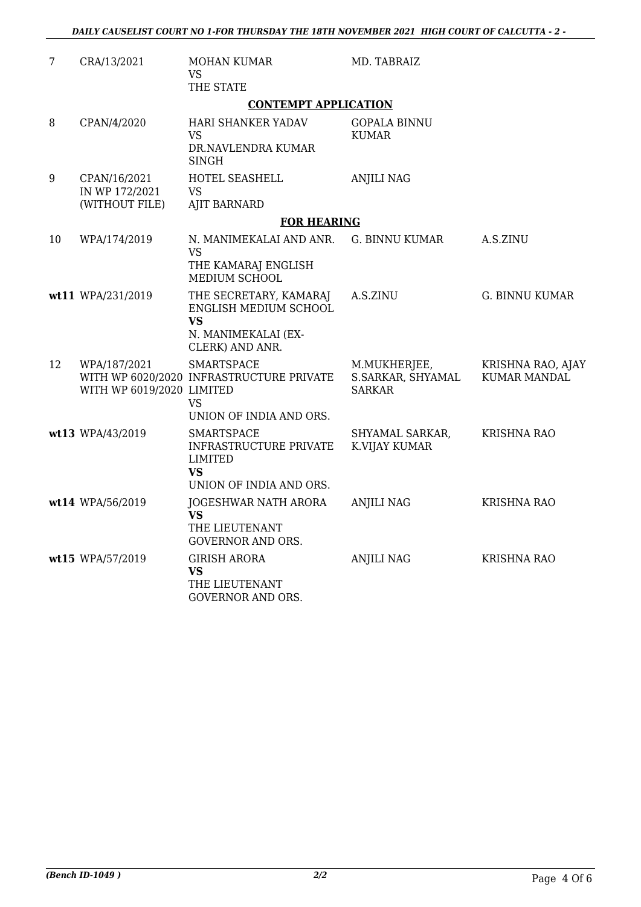| | | | | |
|---|---|---|---|---|
| 7 | CRA/13/2021 | MOHAN KUMAR<br>VS<br>THE STATE | MD. TABRAIZ | |

**CONTEMPT APPLICATION**

| | | | | |
|---|---|---|---|---|
| 8 | CPAN/4/2020 | HARI SHANKER YADAV<br>VS<br>DR.NAVLENDRA KUMAR SINGH | GOPALA BINNU KUMAR | |
| 9 | CPAN/16/2021<br>IN WP 172/2021<br>(WITHOUT FILE) | HOTEL SEASHELL<br>VS<br>AJIT BARNARD | ANJILI NAG | |

**FOR HEARING**

| | | | | |
|---|---|---|---|---|
| 10 | WPA/174/2019 | N. MANIMEKALAI AND ANR.<br>VS<br>THE KAMARAJ ENGLISH MEDIUM SCHOOL | G. BINNU KUMAR | A.S.ZINU |
| **wt11** | WPA/231/2019 | THE SECRETARY, KAMARAJ ENGLISH MEDIUM SCHOOL<br>**VS**<br>N. MANIMEKALAI (EX-CLERK) AND ANR. | A.S.ZINU | G. BINNU KUMAR |
| 12 | WPA/187/2021<br>WITH WP 6020/2020<br>WITH WP 6019/2020 | SMARTSPACE INFRASTRUCTURE PRIVATE LIMITED<br>VS<br>UNION OF INDIA AND ORS. | M.MUKHERJEE, S.SARKAR, SHYAMAL SARKAR | KRISHNA RAO, AJAY KUMAR MANDAL |
| **wt13** | WPA/43/2019 | SMARTSPACE INFRASTRUCTURE PRIVATE LIMITED<br>**VS**<br>UNION OF INDIA AND ORS. | SHYAMAL SARKAR, K.VIJAY KUMAR | KRISHNA RAO |
| **wt14** | WPA/56/2019 | JOGESHWAR NATH ARORA<br>**VS**<br>THE LIEUTENANT GOVERNOR AND ORS. | ANJILI NAG | KRISHNA RAO |
| **wt15** | WPA/57/2019 | GIRISH ARORA<br>**VS**<br>THE LIEUTENANT GOVERNOR AND ORS. | ANJILI NAG | KRISHNA RAO |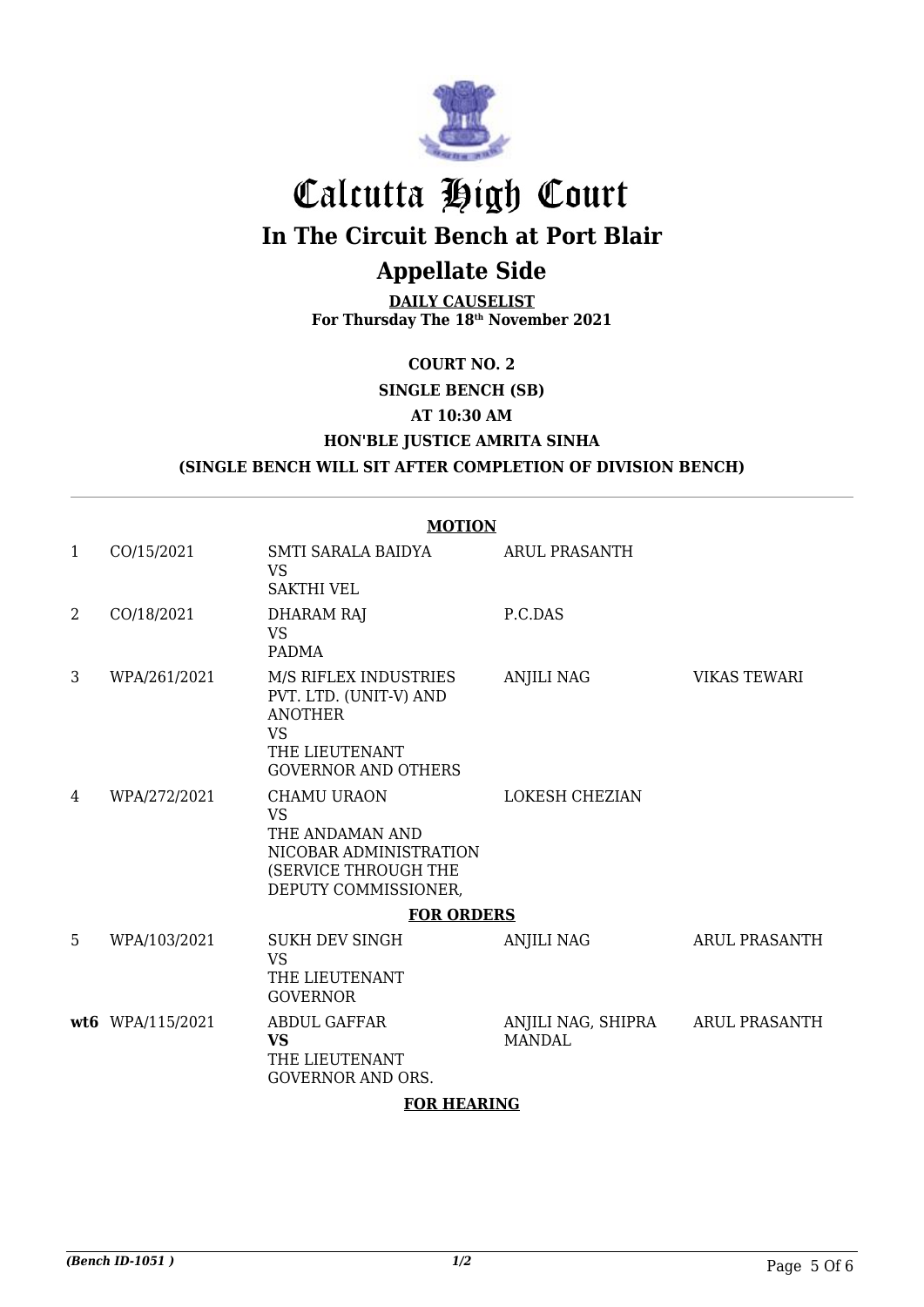# Calcutta High Court

## In The Circuit Bench at Port Blair

## Appellate Side

**DAILY CAUSELIST**
**For Thursday The 18th November 2021**

**COURT NO. 2**

**SINGLE BENCH (SB)**

**AT 10:30 AM**

**HON'BLE JUSTICE AMRITA SINHA**

**(SINGLE BENCH WILL SIT AFTER COMPLETION OF DIVISION BENCH)**

**MOTION**

| | | | | |
|---|---|---|---|---|
| 1 | CO/15/2021 | SMTI SARALA BAIDYA VS SAKTHI VEL | ARUL PRASANTH | |
| 2 | CO/18/2021 | DHARAM RAJ VS PADMA | P.C.DAS | |
| 3 | WPA/261/2021 | M/S RIFLEX INDUSTRIES PVT. LTD. (UNIT-V) AND ANOTHER VS THE LIEUTENANT GOVERNOR AND OTHERS | ANJILI NAG | VIKAS TEWARI |
| 4 | WPA/272/2021 | CHAMU URAON VS THE ANDAMAN AND NICOBAR ADMINISTRATION (SERVICE THROUGH THE DEPUTY COMMISSIONER, | LOKESH CHEZIAN | |

**FOR ORDERS**

| | | | | |
|---|---|---|---|---|
| 5 | WPA/103/2021 | SUKH DEV SINGH VS THE LIEUTENANT GOVERNOR | ANJILI NAG | ARUL PRASANTH |
| **wt6** | WPA/115/2021 | ABDUL GAFFAR **VS** THE LIEUTENANT GOVERNOR AND ORS. | ANJILI NAG, SHIPRA MANDAL | ARUL PRASANTH |

**FOR HEARING**

*(Bench ID-1051 )*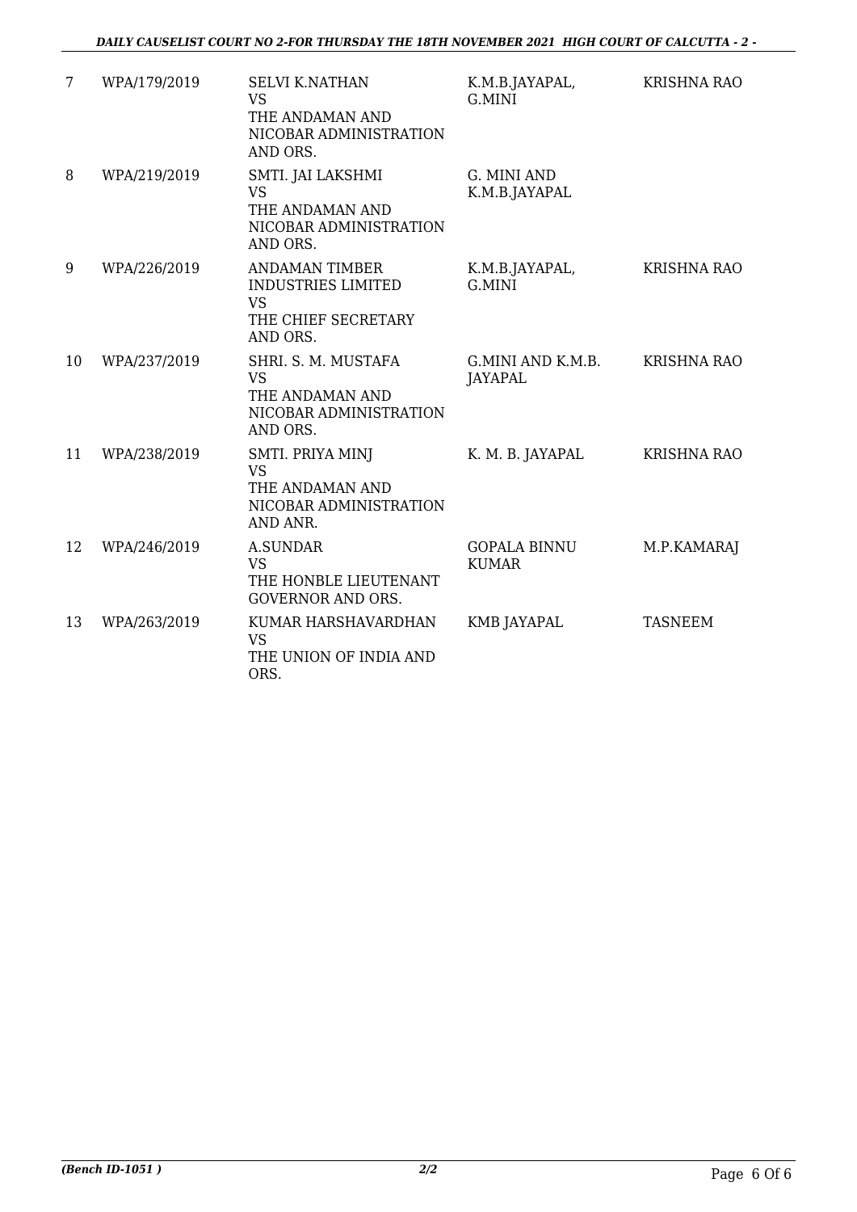| | | | | |
|---|---|---|---|---|
| 7 | WPA/179/2019 | SELVI K.NATHAN<br>VS<br>THE ANDAMAN AND NICOBAR ADMINISTRATION AND ORS. | K.M.B.JAYAPAL, G.MINI | KRISHNA RAO |
| 8 | WPA/219/2019 | SMTI. JAI LAKSHMI<br>VS<br>THE ANDAMAN AND NICOBAR ADMINISTRATION AND ORS. | G. MINI AND K.M.B.JAYAPAL | |
| 9 | WPA/226/2019 | ANDAMAN TIMBER INDUSTRIES LIMITED<br>VS<br>THE CHIEF SECRETARY AND ORS. | K.M.B.JAYAPAL, G.MINI | KRISHNA RAO |
| 10 | WPA/237/2019 | SHRI. S. M. MUSTAFA<br>VS<br>THE ANDAMAN AND NICOBAR ADMINISTRATION AND ORS. | G.MINI AND K.M.B. JAYAPAL | KRISHNA RAO |
| 11 | WPA/238/2019 | SMTI. PRIYA MINJ<br>VS<br>THE ANDAMAN AND NICOBAR ADMINISTRATION AND ANR. | K. M. B. JAYAPAL | KRISHNA RAO |
| 12 | WPA/246/2019 | A.SUNDAR<br>VS<br>THE HONBLE LIEUTENANT GOVERNOR AND ORS. | GOPALA BINNU KUMAR | M.P.KAMARAJ |
| 13 | WPA/263/2019 | KUMAR HARSHAVARDHAN<br>VS<br>THE UNION OF INDIA AND ORS. | KMB JAYAPAL | TASNEEM |

*(Bench ID-1051 )* 2/2